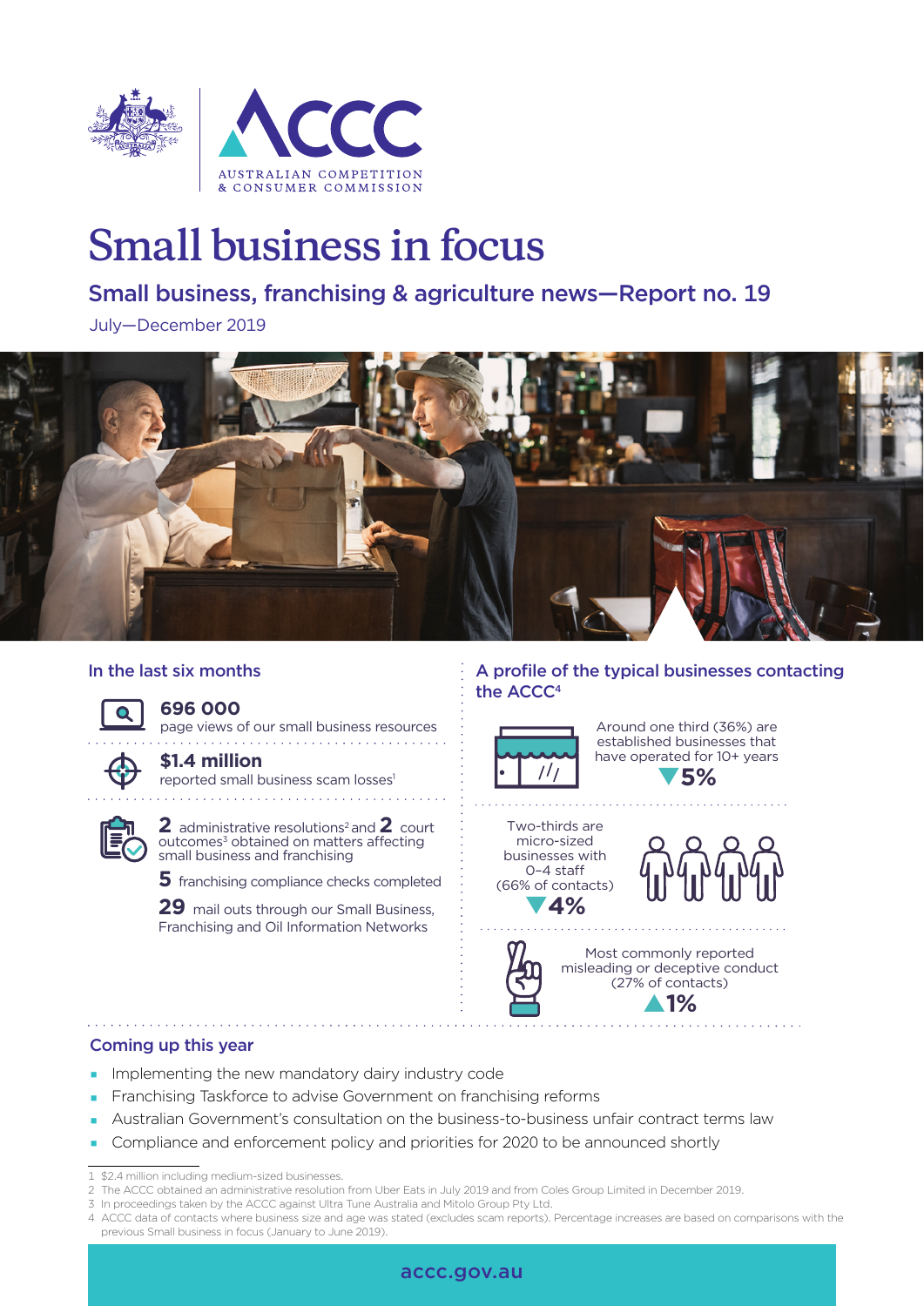AUSTRALIAN COMPETITION & CONSUMER COMMISSION

# Small business in focus

## Small business, franchising & agriculture news—Report no. 19

July—December 2019

### In the last six months

**696 000**
page views of our small business resources

**$1.4 million**
reported small business scam losses[1]

**2** administrative resolutions[2] and **2** court outcomes[3] obtained on matters affecting small business and franchising

**5** franchising compliance checks completed

**29** mail outs through our Small Business, Franchising and Oil Information Networks

### A profile of the typical businesses contacting the ACCC[4]

Around one third (36%) are established businesses that have operated for 10+ years
▼5%

Two-thirds are micro-sized businesses with 0–4 staff (66% of contacts)
▼4%

Most commonly reported misleading or deceptive conduct (27% of contacts)
▲1%

### Coming up this year

- Implementing the new mandatory dairy industry code
- Franchising Taskforce to advise Government on franchising reforms
- Australian Government's consultation on the business-to-business unfair contract terms law
- Compliance and enforcement policy and priorities for 2020 to be announced shortly

1 $2.4 million including medium-sized businesses.
2 The ACCC obtained an administrative resolution from Uber Eats in July 2019 and from Coles Group Limited in December 2019.
3 In proceedings taken by the ACCC against Ultra Tune Australia and Mitolo Group Pty Ltd.
4 ACCC data of contacts where business size and age was stated (excludes scam reports). Percentage increases are based on comparisons with the previous Small business in focus (January to June 2019).

accc.gov.au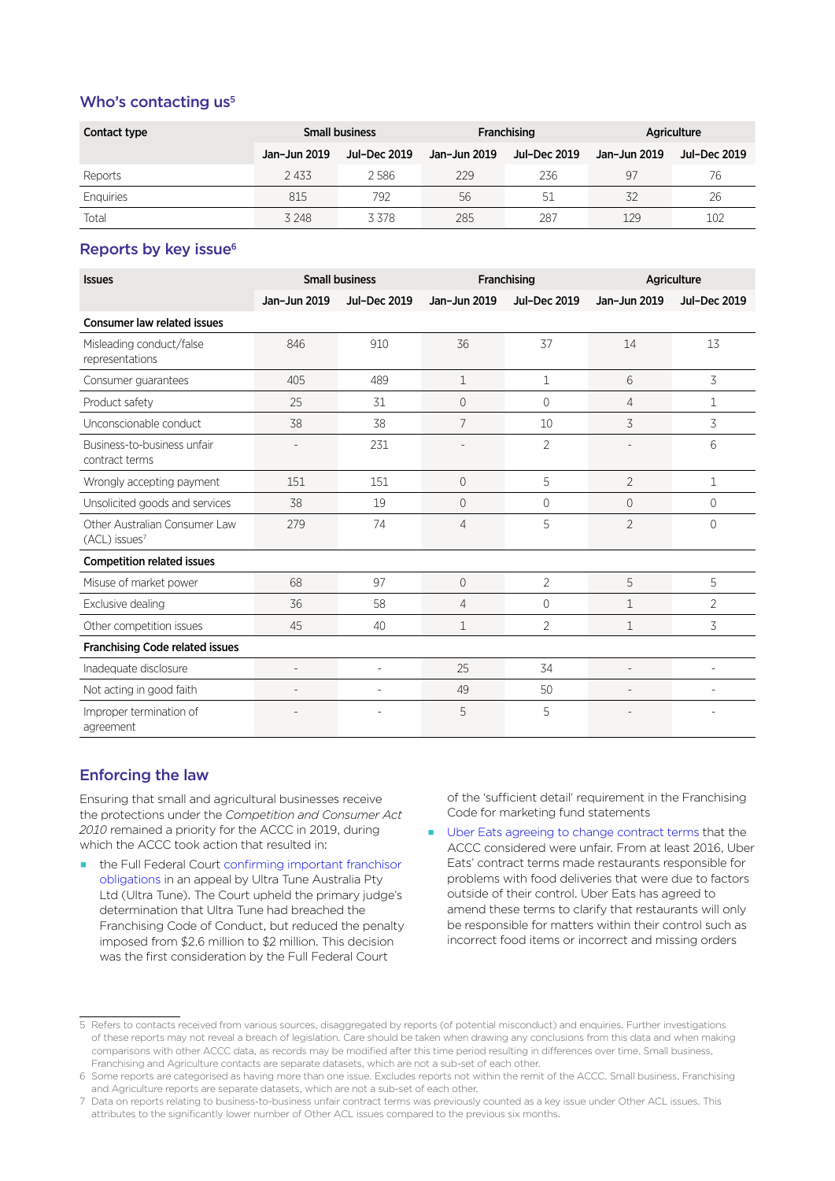## Who's contacting us[5]

| Contact type | Small business | | Franchising | | Agriculture | |
|---|---|---|---|---|---|---|
| | Jan–Jun 2019 | Jul–Dec 2019 | Jan–Jun 2019 | Jul–Dec 2019 | Jan–Jun 2019 | Jul–Dec 2019 |
| Reports | 2 433 | 2 586 | 229 | 236 | 97 | 76 |
| Enquiries | 815 | 792 | 56 | 51 | 32 | 26 |
| Total | 3 248 | 3 378 | 285 | 287 | 129 | 102 |

## Reports by key issue[6]

| Issues | Small business | | Franchising | | Agriculture | |
|---|---|---|---|---|---|---|
| | Jan–Jun 2019 | Jul–Dec 2019 | Jan–Jun 2019 | Jul–Dec 2019 | Jan–Jun 2019 | Jul–Dec 2019 |
| **Consumer law related issues** | | | | | | |
| Misleading conduct/false representations | 846 | 910 | 36 | 37 | 14 | 13 |
| Consumer guarantees | 405 | 489 | 1 | 1 | 6 | 3 |
| Product safety | 25 | 31 | 0 | 0 | 4 | 1 |
| Unconscionable conduct | 38 | 38 | 7 | 10 | 3 | 3 |
| Business-to-business unfair contract terms | - | 231 | - | 2 | - | 6 |
| Wrongly accepting payment | 151 | 151 | 0 | 5 | 2 | 1 |
| Unsolicited goods and services | 38 | 19 | 0 | 0 | 0 | 0 |
| Other Australian Consumer Law (ACL) issues[7] | 279 | 74 | 4 | 5 | 2 | 0 |
| **Competition related issues** | | | | | | |
| Misuse of market power | 68 | 97 | 0 | 2 | 5 | 5 |
| Exclusive dealing | 36 | 58 | 4 | 0 | 1 | 2 |
| Other competition issues | 45 | 40 | 1 | 2 | 1 | 3 |
| **Franchising Code related issues** | | | | | | |
| Inadequate disclosure | - | - | 25 | 34 | - | - |
| Not acting in good faith | - | - | 49 | 50 | - | - |
| Improper termination of agreement | - | - | 5 | 5 | - | - |

## Enforcing the law

Ensuring that small and agricultural businesses receive the protections under the *Competition and Consumer Act 2010* remained a priority for the ACCC in 2019, during which the ACCC took action that resulted in:

- the Full Federal Court confirming important franchisor obligations in an appeal by Ultra Tune Australia Pty Ltd (Ultra Tune). The Court upheld the primary judge's determination that Ultra Tune had breached the Franchising Code of Conduct, but reduced the penalty imposed from $2.6 million to $2 million. This decision was the first consideration by the Full Federal Court of the 'sufficient detail' requirement in the Franchising Code for marketing fund statements
- Uber Eats agreeing to change contract terms that the ACCC considered were unfair. From at least 2016, Uber Eats' contract terms made restaurants responsible for problems with food deliveries that were due to factors outside of their control. Uber Eats has agreed to amend these terms to clarify that restaurants will only be responsible for matters within their control such as incorrect food items or incorrect and missing orders

5 Refers to contacts received from various sources, disaggregated by reports (of potential misconduct) and enquiries. Further investigations of these reports may not reveal a breach of legislation. Care should be taken when drawing any conclusions from this data and when making comparisons with other ACCC data, as records may be modified after this time period resulting in differences over time. Small business, Franchising and Agriculture contacts are separate datasets, which are not a sub-set of each other.

6 Some reports are categorised as having more than one issue. Excludes reports not within the remit of the ACCC. Small business, Franchising and Agriculture reports are separate datasets, which are not a sub-set of each other.

7 Data on reports relating to business-to-business unfair contract terms was previously counted as a key issue under Other ACL issues. This attributes to the significantly lower number of Other ACL issues compared to the previous six months.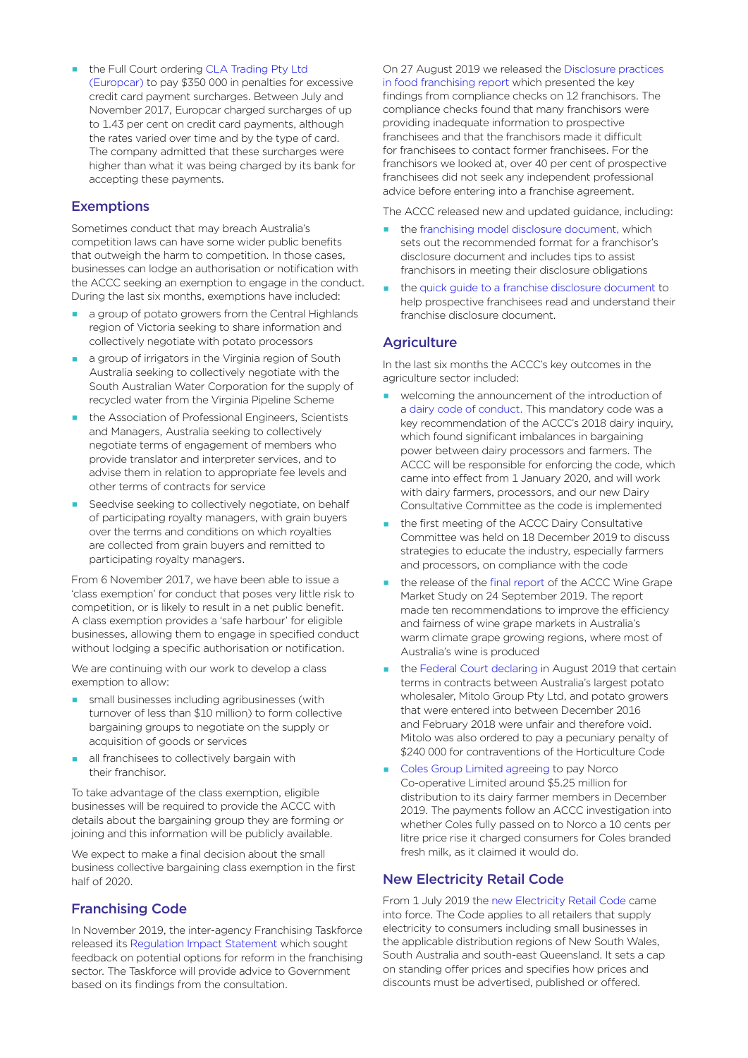- the Full Court ordering CLA Trading Pty Ltd (Europcar) to pay $350 000 in penalties for excessive credit card payment surcharges. Between July and November 2017, Europcar charged surcharges of up to 1.43 per cent on credit card payments, although the rates varied over time and by the type of card. The company admitted that these surcharges were higher than what it was being charged by its bank for accepting these payments.

## Exemptions

Sometimes conduct that may breach Australia's competition laws can have some wider public benefits that outweigh the harm to competition. In those cases, businesses can lodge an authorisation or notification with the ACCC seeking an exemption to engage in the conduct. During the last six months, exemptions have included:

- a group of potato growers from the Central Highlands region of Victoria seeking to share information and collectively negotiate with potato processors
- a group of irrigators in the Virginia region of South Australia seeking to collectively negotiate with the South Australian Water Corporation for the supply of recycled water from the Virginia Pipeline Scheme
- the Association of Professional Engineers, Scientists and Managers, Australia seeking to collectively negotiate terms of engagement of members who provide translator and interpreter services, and to advise them in relation to appropriate fee levels and other terms of contracts for service
- Seedvise seeking to collectively negotiate, on behalf of participating royalty managers, with grain buyers over the terms and conditions on which royalties are collected from grain buyers and remitted to participating royalty managers.

From 6 November 2017, we have been able to issue a 'class exemption' for conduct that poses very little risk to competition, or is likely to result in a net public benefit. A class exemption provides a 'safe harbour' for eligible businesses, allowing them to engage in specified conduct without lodging a specific authorisation or notification.

We are continuing with our work to develop a class exemption to allow:

- small businesses including agribusinesses (with turnover of less than $10 million) to form collective bargaining groups to negotiate on the supply or acquisition of goods or services
- all franchisees to collectively bargain with their franchisor.

To take advantage of the class exemption, eligible businesses will be required to provide the ACCC with details about the bargaining group they are forming or joining and this information will be publicly available.

We expect to make a final decision about the small business collective bargaining class exemption in the first half of 2020.

## Franchising Code

In November 2019, the inter-agency Franchising Taskforce released its Regulation Impact Statement which sought feedback on potential options for reform in the franchising sector. The Taskforce will provide advice to Government based on its findings from the consultation.

On 27 August 2019 we released the Disclosure practices in food franchising report which presented the key findings from compliance checks on 12 franchisors. The compliance checks found that many franchisors were providing inadequate information to prospective franchisees and that the franchisors made it difficult for franchisees to contact former franchisees. For the franchisors we looked at, over 40 per cent of prospective franchisees did not seek any independent professional advice before entering into a franchise agreement.

The ACCC released new and updated guidance, including:

- the franchising model disclosure document, which sets out the recommended format for a franchisor's disclosure document and includes tips to assist franchisors in meeting their disclosure obligations
- the quick guide to a franchise disclosure document to help prospective franchisees read and understand their franchise disclosure document.

## Agriculture

In the last six months the ACCC's key outcomes in the agriculture sector included:

- welcoming the announcement of the introduction of a dairy code of conduct. This mandatory code was a key recommendation of the ACCC's 2018 dairy inquiry, which found significant imbalances in bargaining power between dairy processors and farmers. The ACCC will be responsible for enforcing the code, which came into effect from 1 January 2020, and will work with dairy farmers, processors, and our new Dairy Consultative Committee as the code is implemented
- the first meeting of the ACCC Dairy Consultative Committee was held on 18 December 2019 to discuss strategies to educate the industry, especially farmers and processors, on compliance with the code
- the release of the final report of the ACCC Wine Grape Market Study on 24 September 2019. The report made ten recommendations to improve the efficiency and fairness of wine grape markets in Australia's warm climate grape growing regions, where most of Australia's wine is produced
- the Federal Court declaring in August 2019 that certain terms in contracts between Australia's largest potato wholesaler, Mitolo Group Pty Ltd, and potato growers that were entered into between December 2016 and February 2018 were unfair and therefore void. Mitolo was also ordered to pay a pecuniary penalty of $240 000 for contraventions of the Horticulture Code
- Coles Group Limited agreeing to pay Norco Co-operative Limited around $5.25 million for distribution to its dairy farmer members in December 2019. The payments follow an ACCC investigation into whether Coles fully passed on to Norco a 10 cents per litre price rise it charged consumers for Coles branded fresh milk, as it claimed it would do.

## New Electricity Retail Code

From 1 July 2019 the new Electricity Retail Code came into force. The Code applies to all retailers that supply electricity to consumers including small businesses in the applicable distribution regions of New South Wales, South Australia and south-east Queensland. It sets a cap on standing offer prices and specifies how prices and discounts must be advertised, published or offered.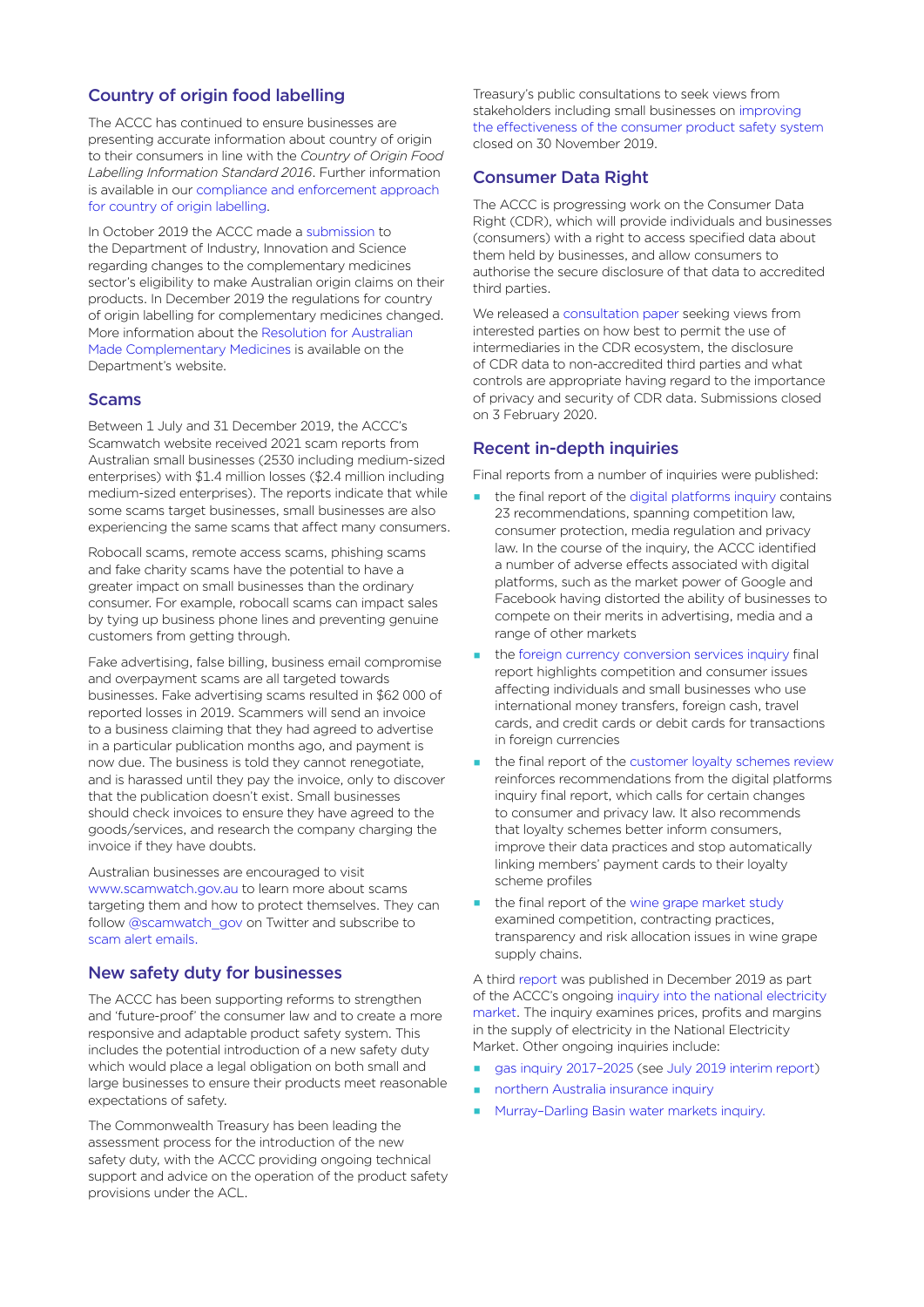## Country of origin food labelling

The ACCC has continued to ensure businesses are presenting accurate information about country of origin to their consumers in line with the *Country of Origin Food Labelling Information Standard 2016*. Further information is available in our compliance and enforcement approach for country of origin labelling.

In October 2019 the ACCC made a submission to the Department of Industry, Innovation and Science regarding changes to the complementary medicines sector's eligibility to make Australian origin claims on their products. In December 2019 the regulations for country of origin labelling for complementary medicines changed. More information about the Resolution for Australian Made Complementary Medicines is available on the Department's website.

## Scams

Between 1 July and 31 December 2019, the ACCC's Scamwatch website received 2021 scam reports from Australian small businesses (2530 including medium-sized enterprises) with $1.4 million losses ($2.4 million including medium-sized enterprises). The reports indicate that while some scams target businesses, small businesses are also experiencing the same scams that affect many consumers.

Robocall scams, remote access scams, phishing scams and fake charity scams have the potential to have a greater impact on small businesses than the ordinary consumer. For example, robocall scams can impact sales by tying up business phone lines and preventing genuine customers from getting through.

Fake advertising, false billing, business email compromise and overpayment scams are all targeted towards businesses. Fake advertising scams resulted in $62 000 of reported losses in 2019. Scammers will send an invoice to a business claiming that they had agreed to advertise in a particular publication months ago, and payment is now due. The business is told they cannot renegotiate, and is harassed until they pay the invoice, only to discover that the publication doesn't exist. Small businesses should check invoices to ensure they have agreed to the goods/services, and research the company charging the invoice if they have doubts.

Australian businesses are encouraged to visit www.scamwatch.gov.au to learn more about scams targeting them and how to protect themselves. They can follow @scamwatch_gov on Twitter and subscribe to scam alert emails.

## New safety duty for businesses

The ACCC has been supporting reforms to strengthen and 'future-proof' the consumer law and to create a more responsive and adaptable product safety system. This includes the potential introduction of a new safety duty which would place a legal obligation on both small and large businesses to ensure their products meet reasonable expectations of safety.

The Commonwealth Treasury has been leading the assessment process for the introduction of the new safety duty, with the ACCC providing ongoing technical support and advice on the operation of the product safety provisions under the ACL.

Treasury's public consultations to seek views from stakeholders including small businesses on improving the effectiveness of the consumer product safety system closed on 30 November 2019.

## Consumer Data Right

The ACCC is progressing work on the Consumer Data Right (CDR), which will provide individuals and businesses (consumers) with a right to access specified data about them held by businesses, and allow consumers to authorise the secure disclosure of that data to accredited third parties.

We released a consultation paper seeking views from interested parties on how best to permit the use of intermediaries in the CDR ecosystem, the disclosure of CDR data to non-accredited third parties and what controls are appropriate having regard to the importance of privacy and security of CDR data. Submissions closed on 3 February 2020.

## Recent in-depth inquiries

Final reports from a number of inquiries were published:

- the final report of the digital platforms inquiry contains 23 recommendations, spanning competition law, consumer protection, media regulation and privacy law. In the course of the inquiry, the ACCC identified a number of adverse effects associated with digital platforms, such as the market power of Google and Facebook having distorted the ability of businesses to compete on their merits in advertising, media and a range of other markets
- the foreign currency conversion services inquiry final report highlights competition and consumer issues affecting individuals and small businesses who use international money transfers, foreign cash, travel cards, and credit cards or debit cards for transactions in foreign currencies
- the final report of the customer loyalty schemes review reinforces recommendations from the digital platforms inquiry final report, which calls for certain changes to consumer and privacy law. It also recommends that loyalty schemes better inform consumers, improve their data practices and stop automatically linking members' payment cards to their loyalty scheme profiles
- the final report of the wine grape market study examined competition, contracting practices, transparency and risk allocation issues in wine grape supply chains.

A third report was published in December 2019 as part of the ACCC's ongoing inquiry into the national electricity market. The inquiry examines prices, profits and margins in the supply of electricity in the National Electricity Market. Other ongoing inquiries include:

- gas inquiry 2017–2025 (see July 2019 interim report)
- northern Australia insurance inquiry
- Murray–Darling Basin water markets inquiry.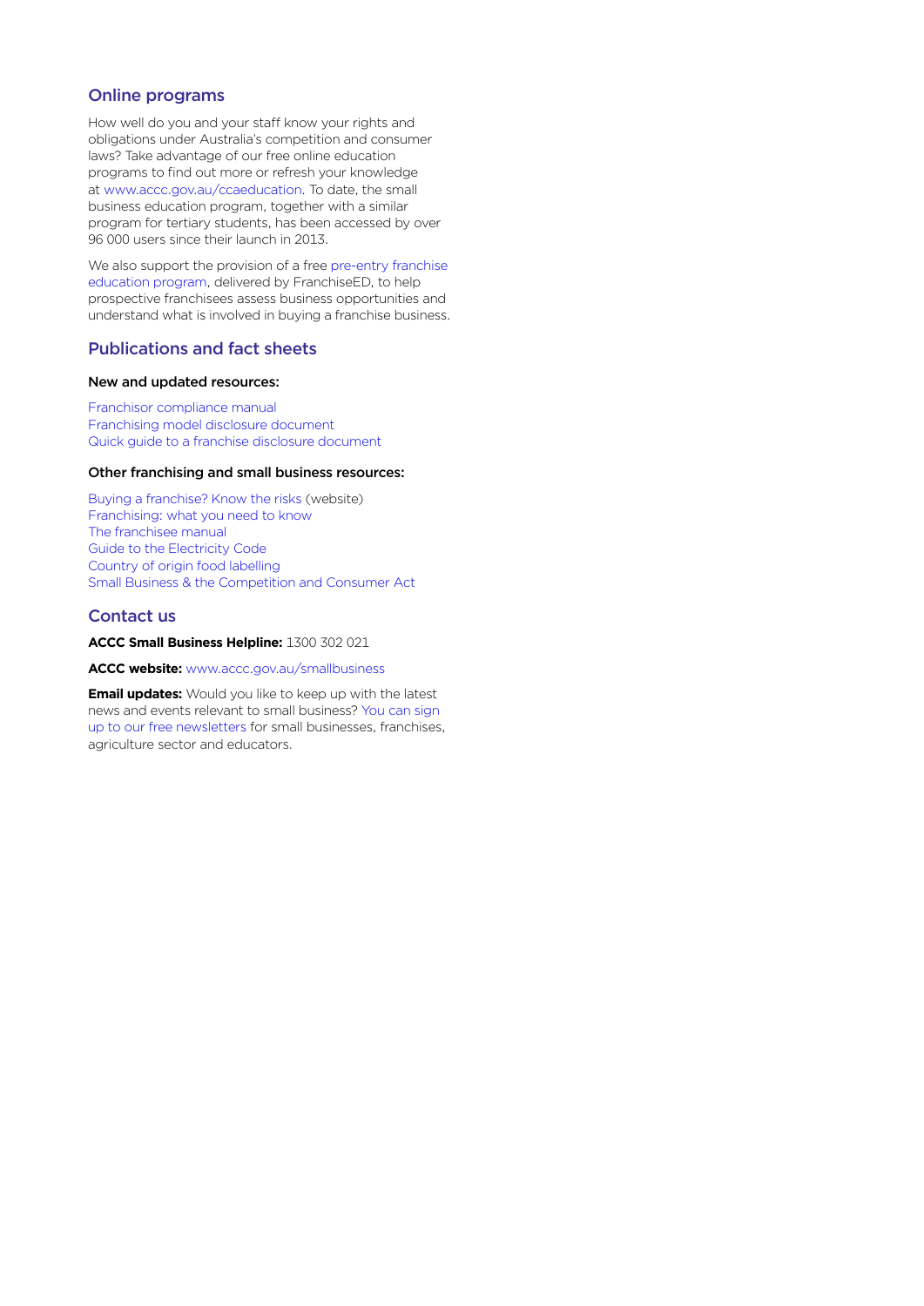## Online programs

How well do you and your staff know your rights and obligations under Australia's competition and consumer laws? Take advantage of our free online education programs to find out more or refresh your knowledge at www.accc.gov.au/ccaeducation. To date, the small business education program, together with a similar program for tertiary students, has been accessed by over 96 000 users since their launch in 2013.

We also support the provision of a free pre-entry franchise education program, delivered by FranchiseED, to help prospective franchisees assess business opportunities and understand what is involved in buying a franchise business.

## Publications and fact sheets

**New and updated resources:**

Franchisor compliance manual
Franchising model disclosure document
Quick guide to a franchise disclosure document

**Other franchising and small business resources:**

Buying a franchise? Know the risks (website)
Franchising: what you need to know
The franchisee manual
Guide to the Electricity Code
Country of origin food labelling
Small Business & the Competition and Consumer Act

## Contact us

**ACCC Small Business Helpline:** 1300 302 021

**ACCC website:** www.accc.gov.au/smallbusiness

**Email updates:** Would you like to keep up with the latest news and events relevant to small business? You can sign up to our free newsletters for small businesses, franchises, agriculture sector and educators.